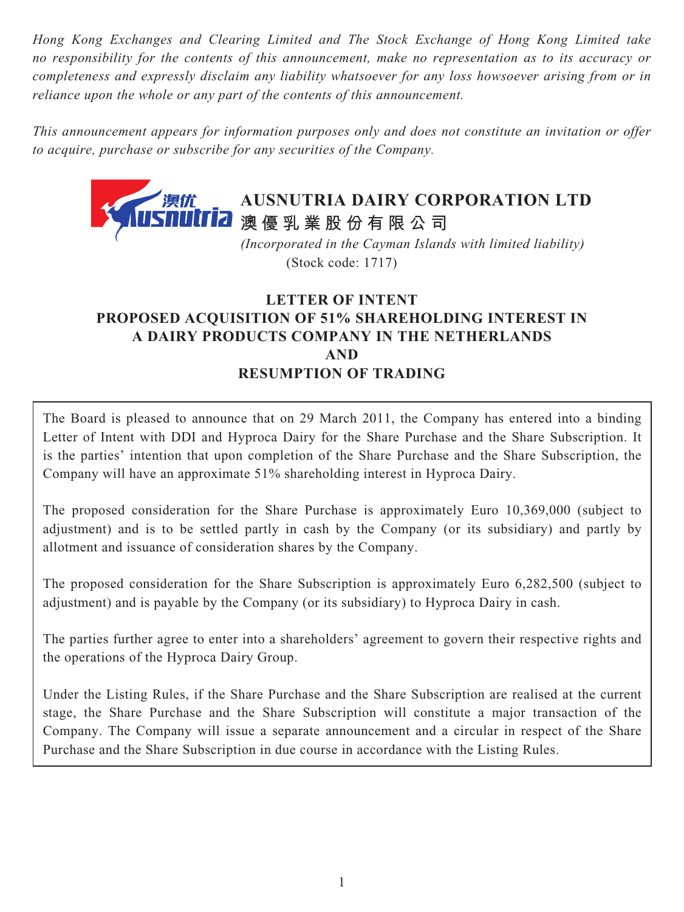*Hong Kong Exchanges and Clearing Limited and The Stock Exchange of Hong Kong Limited take no responsibility for the contents of this announcement, make no representation as to its accuracy or completeness and expressly disclaim any liability whatsoever for any loss howsoever arising from or in reliance upon the whole or any part of the contents of this announcement.*

*This announcement appears for information purposes only and does not constitute an invitation or offer to acquire, purchase or subscribe for any securities of the Company.*

# AUSNUTRIA DAIRY CORPORATION LTD
# 澳優乳業股份有限公司

*(Incorporated in the Cayman Islands with limited liability)*
(Stock code: 1717)

## LETTER OF INTENT
## PROPOSED ACQUISITION OF 51% SHAREHOLDING INTEREST IN A DAIRY PRODUCTS COMPANY IN THE NETHERLANDS
## AND
## RESUMPTION OF TRADING

The Board is pleased to announce that on 29 March 2011, the Company has entered into a binding Letter of Intent with DDI and Hyproca Dairy for the Share Purchase and the Share Subscription. It is the parties' intention that upon completion of the Share Purchase and the Share Subscription, the Company will have an approximate 51% shareholding interest in Hyproca Dairy.

The proposed consideration for the Share Purchase is approximately Euro 10,369,000 (subject to adjustment) and is to be settled partly in cash by the Company (or its subsidiary) and partly by allotment and issuance of consideration shares by the Company.

The proposed consideration for the Share Subscription is approximately Euro 6,282,500 (subject to adjustment) and is payable by the Company (or its subsidiary) to Hyproca Dairy in cash.

The parties further agree to enter into a shareholders' agreement to govern their respective rights and the operations of the Hyproca Dairy Group.

Under the Listing Rules, if the Share Purchase and the Share Subscription are realised at the current stage, the Share Purchase and the Share Subscription will constitute a major transaction of the Company. The Company will issue a separate announcement and a circular in respect of the Share Purchase and the Share Subscription in due course in accordance with the Listing Rules.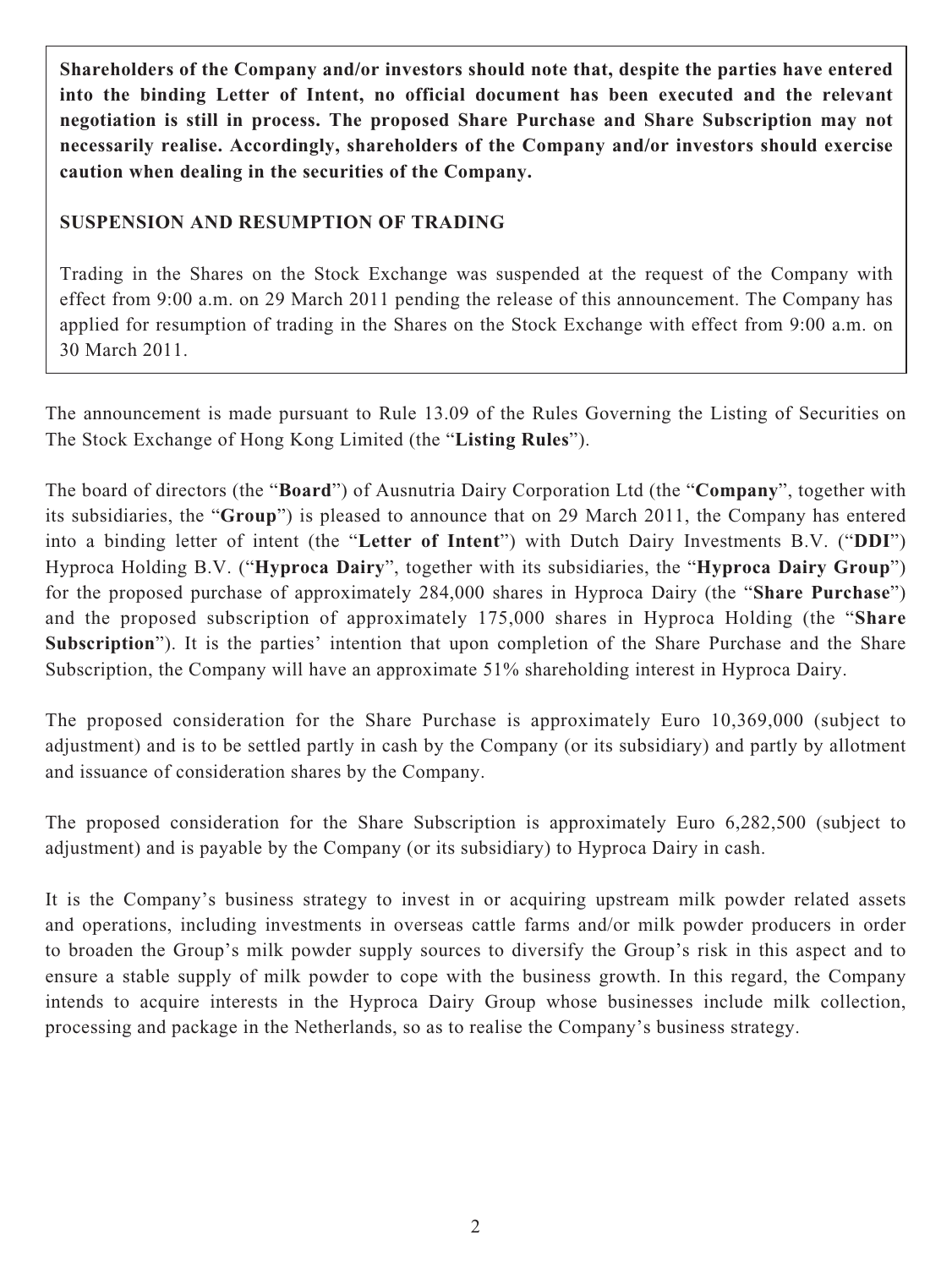**Shareholders of the Company and/or investors should note that, despite the parties have entered into the binding Letter of Intent, no official document has been executed and the relevant negotiation is still in process. The proposed Share Purchase and Share Subscription may not necessarily realise. Accordingly, shareholders of the Company and/or investors should exercise caution when dealing in the securities of the Company.**

**SUSPENSION AND RESUMPTION OF TRADING**

Trading in the Shares on the Stock Exchange was suspended at the request of the Company with effect from 9:00 a.m. on 29 March 2011 pending the release of this announcement. The Company has applied for resumption of trading in the Shares on the Stock Exchange with effect from 9:00 a.m. on 30 March 2011.

The announcement is made pursuant to Rule 13.09 of the Rules Governing the Listing of Securities on The Stock Exchange of Hong Kong Limited (the "**Listing Rules**").

The board of directors (the "**Board**") of Ausnutria Dairy Corporation Ltd (the "**Company**", together with its subsidiaries, the "**Group**") is pleased to announce that on 29 March 2011, the Company has entered into a binding letter of intent (the "**Letter of Intent**") with Dutch Dairy Investments B.V. ("**DDI**") Hyproca Holding B.V. ("**Hyproca Dairy**", together with its subsidiaries, the "**Hyproca Dairy Group**") for the proposed purchase of approximately 284,000 shares in Hyproca Dairy (the "**Share Purchase**") and the proposed subscription of approximately 175,000 shares in Hyproca Holding (the "**Share Subscription**"). It is the parties' intention that upon completion of the Share Purchase and the Share Subscription, the Company will have an approximate 51% shareholding interest in Hyproca Dairy.

The proposed consideration for the Share Purchase is approximately Euro 10,369,000 (subject to adjustment) and is to be settled partly in cash by the Company (or its subsidiary) and partly by allotment and issuance of consideration shares by the Company.

The proposed consideration for the Share Subscription is approximately Euro 6,282,500 (subject to adjustment) and is payable by the Company (or its subsidiary) to Hyproca Dairy in cash.

It is the Company's business strategy to invest in or acquiring upstream milk powder related assets and operations, including investments in overseas cattle farms and/or milk powder producers in order to broaden the Group's milk powder supply sources to diversify the Group's risk in this aspect and to ensure a stable supply of milk powder to cope with the business growth. In this regard, the Company intends to acquire interests in the Hyproca Dairy Group whose businesses include milk collection, processing and package in the Netherlands, so as to realise the Company's business strategy.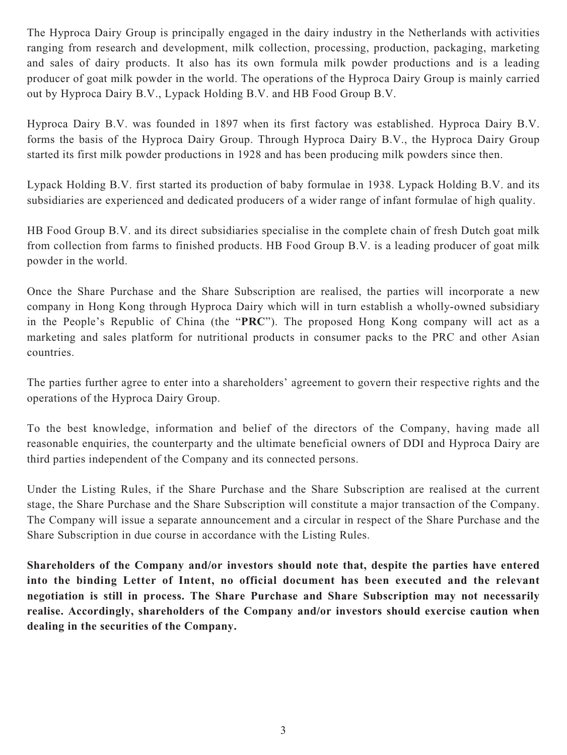The Hyproca Dairy Group is principally engaged in the dairy industry in the Netherlands with activities ranging from research and development, milk collection, processing, production, packaging, marketing and sales of dairy products. It also has its own formula milk powder productions and is a leading producer of goat milk powder in the world. The operations of the Hyproca Dairy Group is mainly carried out by Hyproca Dairy B.V., Lypack Holding B.V. and HB Food Group B.V.

Hyproca Dairy B.V. was founded in 1897 when its first factory was established. Hyproca Dairy B.V. forms the basis of the Hyproca Dairy Group. Through Hyproca Dairy B.V., the Hyproca Dairy Group started its first milk powder productions in 1928 and has been producing milk powders since then.

Lypack Holding B.V. first started its production of baby formulae in 1938. Lypack Holding B.V. and its subsidiaries are experienced and dedicated producers of a wider range of infant formulae of high quality.

HB Food Group B.V. and its direct subsidiaries specialise in the complete chain of fresh Dutch goat milk from collection from farms to finished products. HB Food Group B.V. is a leading producer of goat milk powder in the world.

Once the Share Purchase and the Share Subscription are realised, the parties will incorporate a new company in Hong Kong through Hyproca Dairy which will in turn establish a wholly-owned subsidiary in the People's Republic of China (the "**PRC**"). The proposed Hong Kong company will act as a marketing and sales platform for nutritional products in consumer packs to the PRC and other Asian countries.

The parties further agree to enter into a shareholders' agreement to govern their respective rights and the operations of the Hyproca Dairy Group.

To the best knowledge, information and belief of the directors of the Company, having made all reasonable enquiries, the counterparty and the ultimate beneficial owners of DDI and Hyproca Dairy are third parties independent of the Company and its connected persons.

Under the Listing Rules, if the Share Purchase and the Share Subscription are realised at the current stage, the Share Purchase and the Share Subscription will constitute a major transaction of the Company. The Company will issue a separate announcement and a circular in respect of the Share Purchase and the Share Subscription in due course in accordance with the Listing Rules.

**Shareholders of the Company and/or investors should note that, despite the parties have entered into the binding Letter of Intent, no official document has been executed and the relevant negotiation is still in process. The Share Purchase and Share Subscription may not necessarily realise. Accordingly, shareholders of the Company and/or investors should exercise caution when dealing in the securities of the Company.**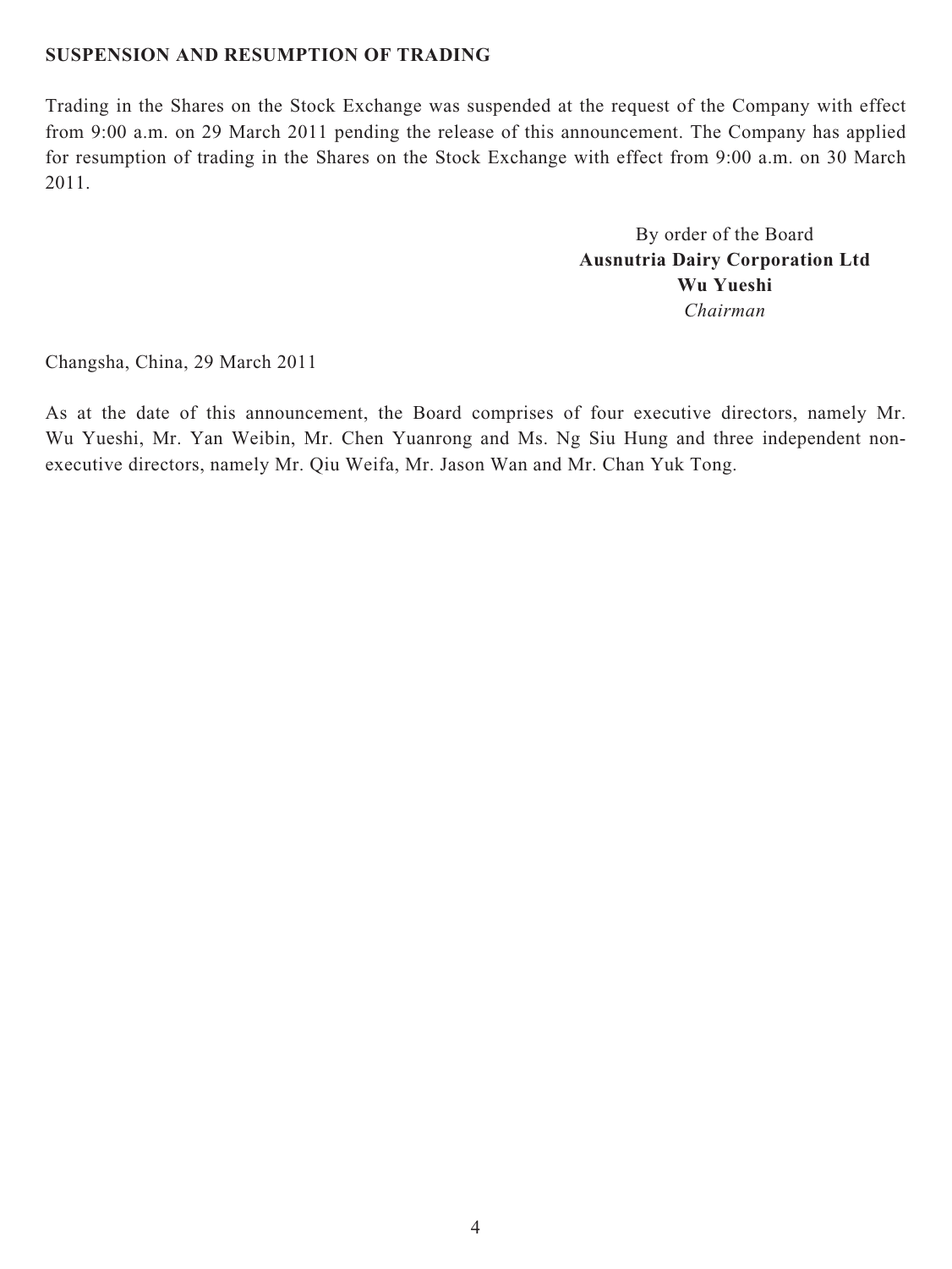**SUSPENSION AND RESUMPTION OF TRADING**

Trading in the Shares on the Stock Exchange was suspended at the request of the Company with effect from 9:00 a.m. on 29 March 2011 pending the release of this announcement. The Company has applied for resumption of trading in the Shares on the Stock Exchange with effect from 9:00 a.m. on 30 March 2011.

By order of the Board
**Ausnutria Dairy Corporation Ltd**
**Wu Yueshi**
*Chairman*

Changsha, China, 29 March 2011

As at the date of this announcement, the Board comprises of four executive directors, namely Mr. Wu Yueshi, Mr. Yan Weibin, Mr. Chen Yuanrong and Ms. Ng Siu Hung and three independent non-executive directors, namely Mr. Qiu Weifa, Mr. Jason Wan and Mr. Chan Yuk Tong.